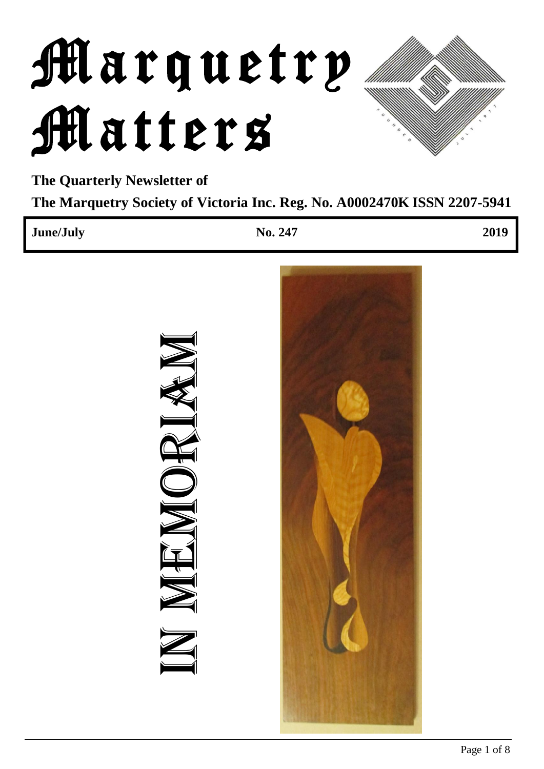# Marquetry Matters

**The Quarterly Newsletter of**

**The Marquetry Society of Victoria Inc. Reg. No. A0002470K ISSN 2207-5941**

| **June/July** | **No. 247** | **2019** |
|---|---|---|

## IN MEMORIAM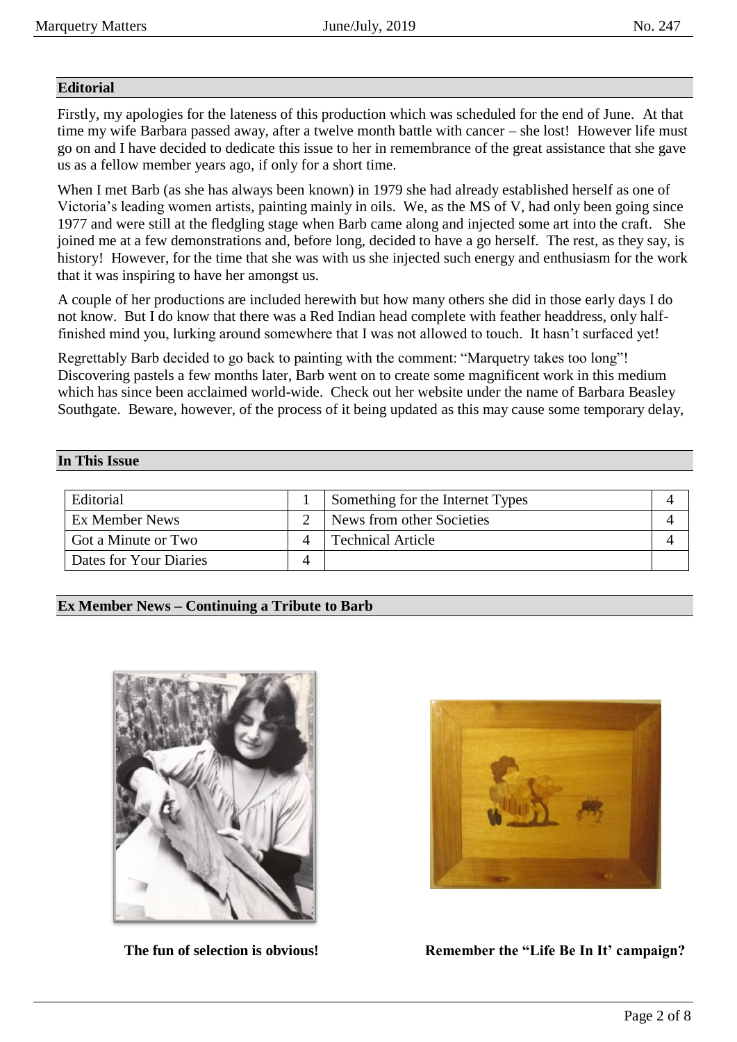## Editorial

Firstly, my apologies for the lateness of this production which was scheduled for the end of June. At that time my wife Barbara passed away, after a twelve month battle with cancer – she lost! However life must go on and I have decided to dedicate this issue to her in remembrance of the great assistance that she gave us as a fellow member years ago, if only for a short time.

When I met Barb (as she has always been known) in 1979 she had already established herself as one of Victoria's leading women artists, painting mainly in oils. We, as the MS of V, had only been going since 1977 and were still at the fledgling stage when Barb came along and injected some art into the craft. She joined me at a few demonstrations and, before long, decided to have a go herself. The rest, as they say, is history! However, for the time that she was with us she injected such energy and enthusiasm for the work that it was inspiring to have her amongst us.

A couple of her productions are included herewith but how many others she did in those early days I do not know. But I do know that there was a Red Indian head complete with feather headdress, only half-finished mind you, lurking around somewhere that I was not allowed to touch. It hasn't surfaced yet!

Regrettably Barb decided to go back to painting with the comment: "Marquetry takes too long"! Discovering pastels a few months later, Barb went on to create some magnificent work in this medium which has since been acclaimed world-wide. Check out her website under the name of Barbara Beasley Southgate. Beware, however, of the process of it being updated as this may cause some temporary delay,

## In This Issue

| | | | |
|---|---|---|---|
| Editorial | 1 | Something for the Internet Types | 4 |
| Ex Member News | 2 | News from other Societies | 4 |
| Got a Minute or Two | 4 | Technical Article | 4 |
| Dates for Your Diaries | 4 | | |

## Ex Member News – Continuing a Tribute to Barb

**The fun of selection is obvious!**

**Remember the "Life Be In It' campaign?**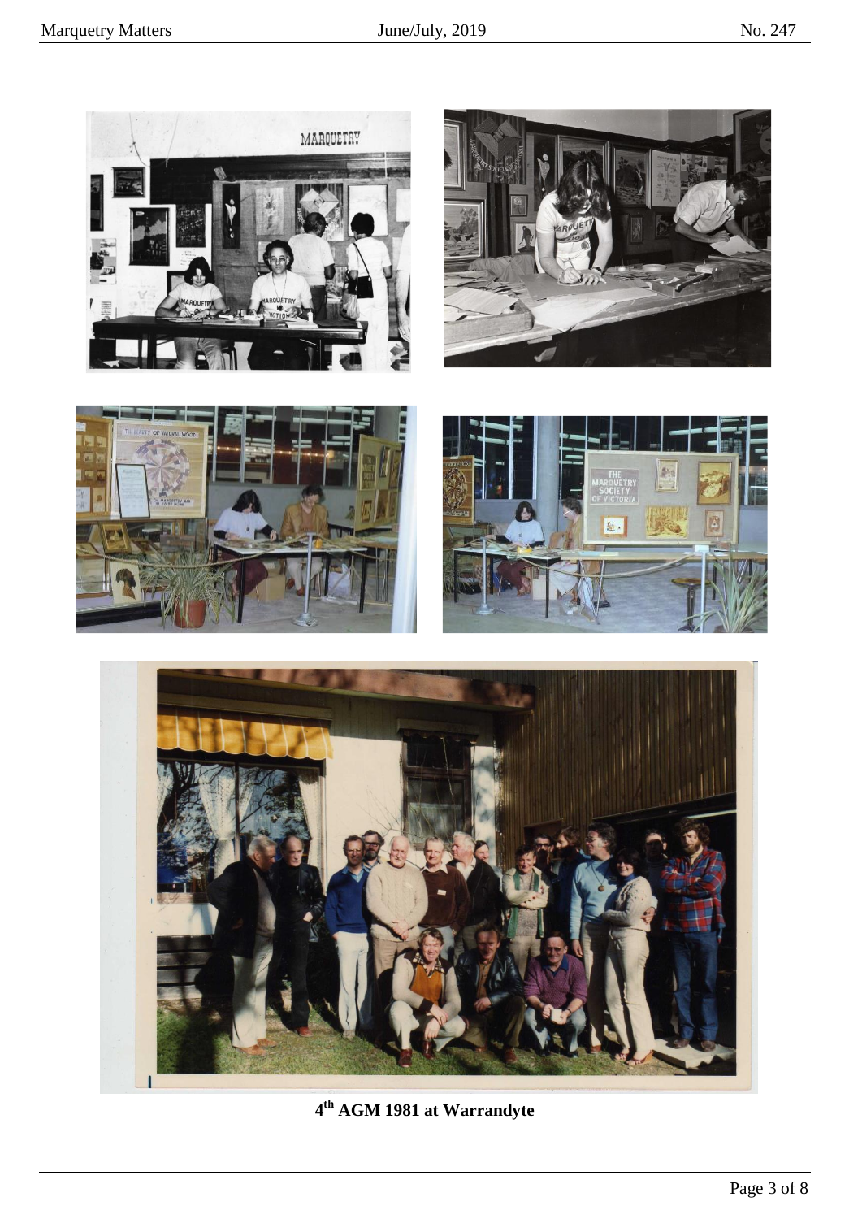4th AGM 1981 at Warrandyte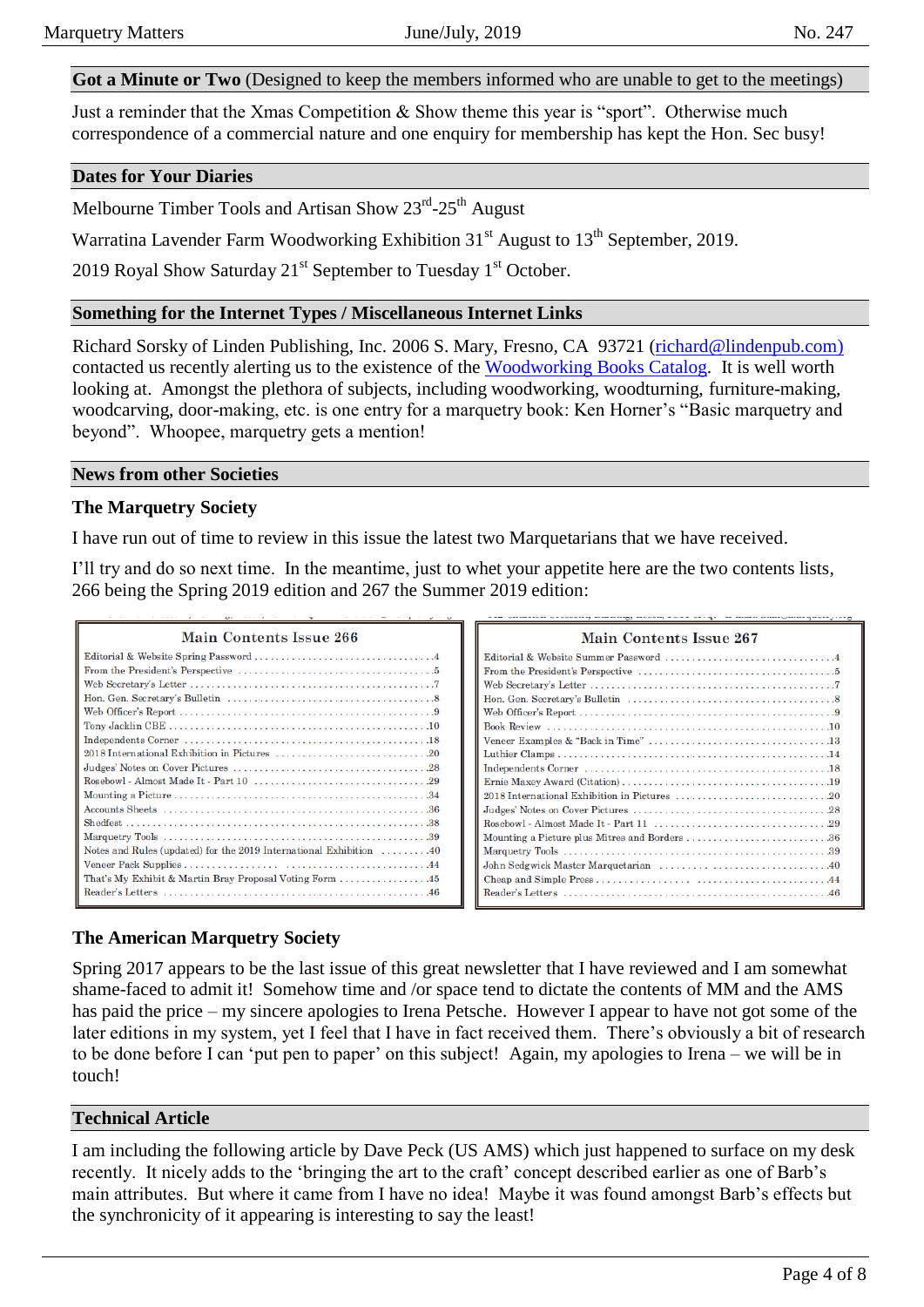## Got a Minute or Two (Designed to keep the members informed who are unable to get to the meetings)

Just a reminder that the Xmas Competition & Show theme this year is "sport". Otherwise much correspondence of a commercial nature and one enquiry for membership has kept the Hon. Sec busy!

## Dates for Your Diaries

Melbourne Timber Tools and Artisan Show 23rd-25th August

Warratina Lavender Farm Woodworking Exhibition 31st August to 13th September, 2019.

2019 Royal Show Saturday 21st September to Tuesday 1st October.

## Something for the Internet Types / Miscellaneous Internet Links

Richard Sorsky of Linden Publishing, Inc. 2006 S. Mary, Fresno, CA 93721 (richard@lindenpub.com) contacted us recently alerting us to the existence of the Woodworking Books Catalog. It is well worth looking at. Amongst the plethora of subjects, including woodworking, woodturning, furniture-making, woodcarving, door-making, etc. is one entry for a marquetry book: Ken Horner's "Basic marquetry and beyond". Whoopee, marquetry gets a mention!

## News from other Societies

### The Marquetry Society

I have run out of time to review in this issue the latest two Marquetarians that we have received.

I'll try and do so next time. In the meantime, just to whet your appetite here are the two contents lists, 266 being the Spring 2019 edition and 267 the Summer 2019 edition:

**Main Contents Issue 266**

| Item | Page |
|---|---|
| Editorial & Website Spring Password | 4 |
| From the President's Perspective | 5 |
| Web Secretary's Letter | 7 |
| Hon. Gen. Secretary's Bulletin | 8 |
| Web Officer's Report | 9 |
| Tony Jacklin CBE | 10 |
| Independents Corner | 18 |
| 2018 International Exhibition in Pictures | 20 |
| Judges' Notes on Cover Pictures | 28 |
| Rosebowl - Almost Made It - Part 10 | 29 |
| Mounting a Picture | 34 |
| Accounts Sheets | 36 |
| Shedfest | 38 |
| Marquetry Tools | 39 |
| Notes and Rules (updated) for the 2019 International Exhibition | 40 |
| Veneer Pack Supplies | 44 |
| That's My Exhibit & Martin Bray Proposal Voting Form | 45 |
| Reader's Letters | 46 |

**Main Contents Issue 267**

| Item | Page |
|---|---|
| Editorial & Website Summer Password | 4 |
| From the President's Perspective | 5 |
| Web Secretary's Letter | 7 |
| Hon. Gen. Secretary's Bulletin | 8 |
| Web Officer's Report | 9 |
| Book Review | 10 |
| Veneer Examples & "Back in Time" | 13 |
| Luthier Clamps | 14 |
| Independents Corner | 18 |
| Ernie Maxey Award (Citation) | 19 |
| 2018 International Exhibition in Pictures | 20 |
| Judges' Notes on Cover Pictures | 28 |
| Rosebowl - Almost Made It - Part 11 | 29 |
| Mounting a Picture plus Mitres and Borders | 36 |
| Marquetry Tools | 39 |
| John Sedgwick Master Marquetarian | 40 |
| Cheap and Simple Press | 44 |
| Reader's Letters | 46 |

### The American Marquetry Society

Spring 2017 appears to be the last issue of this great newsletter that I have reviewed and I am somewhat shame-faced to admit it! Somehow time and /or space tend to dictate the contents of MM and the AMS has paid the price – my sincere apologies to Irena Petsche. However I appear to have not got some of the later editions in my system, yet I feel that I have in fact received them. There's obviously a bit of research to be done before I can 'put pen to paper' on this subject! Again, my apologies to Irena – we will be in touch!

## Technical Article

I am including the following article by Dave Peck (US AMS) which just happened to surface on my desk recently. It nicely adds to the 'bringing the art to the craft' concept described earlier as one of Barb's main attributes. But where it came from I have no idea! Maybe it was found amongst Barb's effects but the synchronicity of it appearing is interesting to say the least!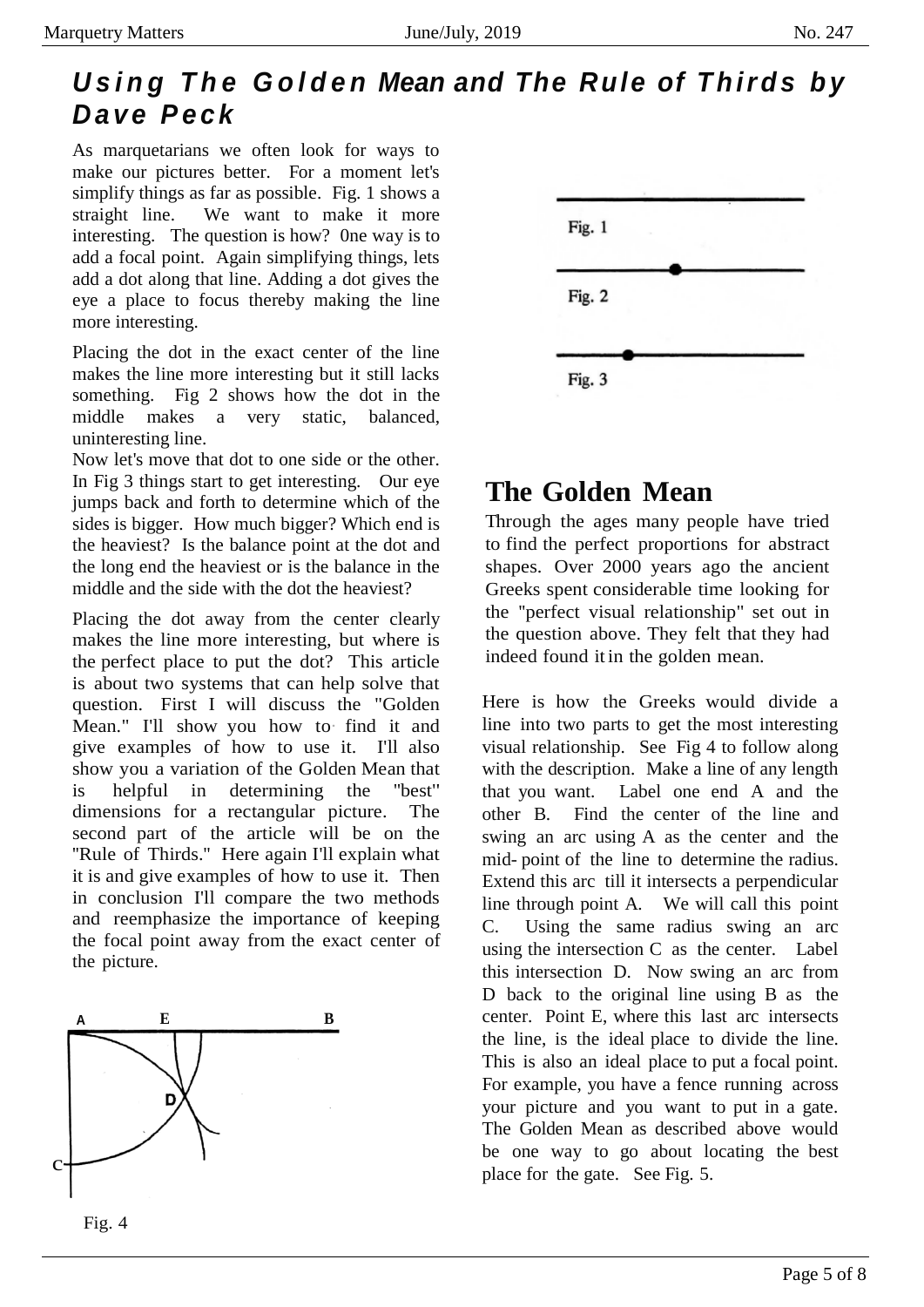## *Using The Golden Mean and The Rule of Thirds by Dave Peck*

As marquetarians we often look for ways to make our pictures better. For a moment let's simplify things as far as possible. Fig. 1 shows a straight line. We want to make it more interesting. The question is how? 0ne way is to add a focal point. Again simplifying things, lets add a dot along that line. Adding a dot gives the eye a place to focus thereby making the line more interesting.

Placing the dot in the exact center of the line makes the line more interesting but it still lacks something. Fig 2 shows how the dot in the middle makes a very static, balanced, uninteresting line.

Now let's move that dot to one side or the other. In Fig 3 things start to get interesting. Our eye jumps back and forth to determine which of the sides is bigger. How much bigger? Which end is the heaviest? Is the balance point at the dot and the long end the heaviest or is the balance in the middle and the side with the dot the heaviest?

Placing the dot away from the center clearly makes the line more interesting, but where is the perfect place to put the dot? This article is about two systems that can help solve that question. First I will discuss the "Golden Mean." I'll show you how to find it and give examples of how to use it. I'll also show you a variation of the Golden Mean that is helpful in determining the "best" dimensions for a rectangular picture. The second part of the article will be on the "Rule of Thirds." Here again I'll explain what it is and give examples of how to use it. Then in conclusion I'll compare the two methods and reemphasize the importance of keeping the focal point away from the exact center of the picture.

Fig. 1

Fig. 2

Fig. 3

Fig. 4

## The Golden Mean

Through the ages many people have tried to find the perfect proportions for abstract shapes. Over 2000 years ago the ancient Greeks spent considerable time looking for the "perfect visual relationship" set out in the question above. They felt that they had indeed found it in the golden mean.

Here is how the Greeks would divide a line into two parts to get the most interesting visual relationship. See Fig 4 to follow along with the description. Make a line of any length that you want. Label one end A and the other B. Find the center of the line and swing an arc using A as the center and the mid- point of the line to determine the radius. Extend this arc till it intersects a perpendicular line through point A. We will call this point C. Using the same radius swing an arc using the intersection C as the center. Label this intersection D. Now swing an arc from D back to the original line using B as the center. Point E, where this last arc intersects the line, is the ideal place to divide the line. This is also an ideal place to put a focal point. For example, you have a fence running across your picture and you want to put in a gate. The Golden Mean as described above would be one way to go about locating the best place for the gate. See Fig. 5.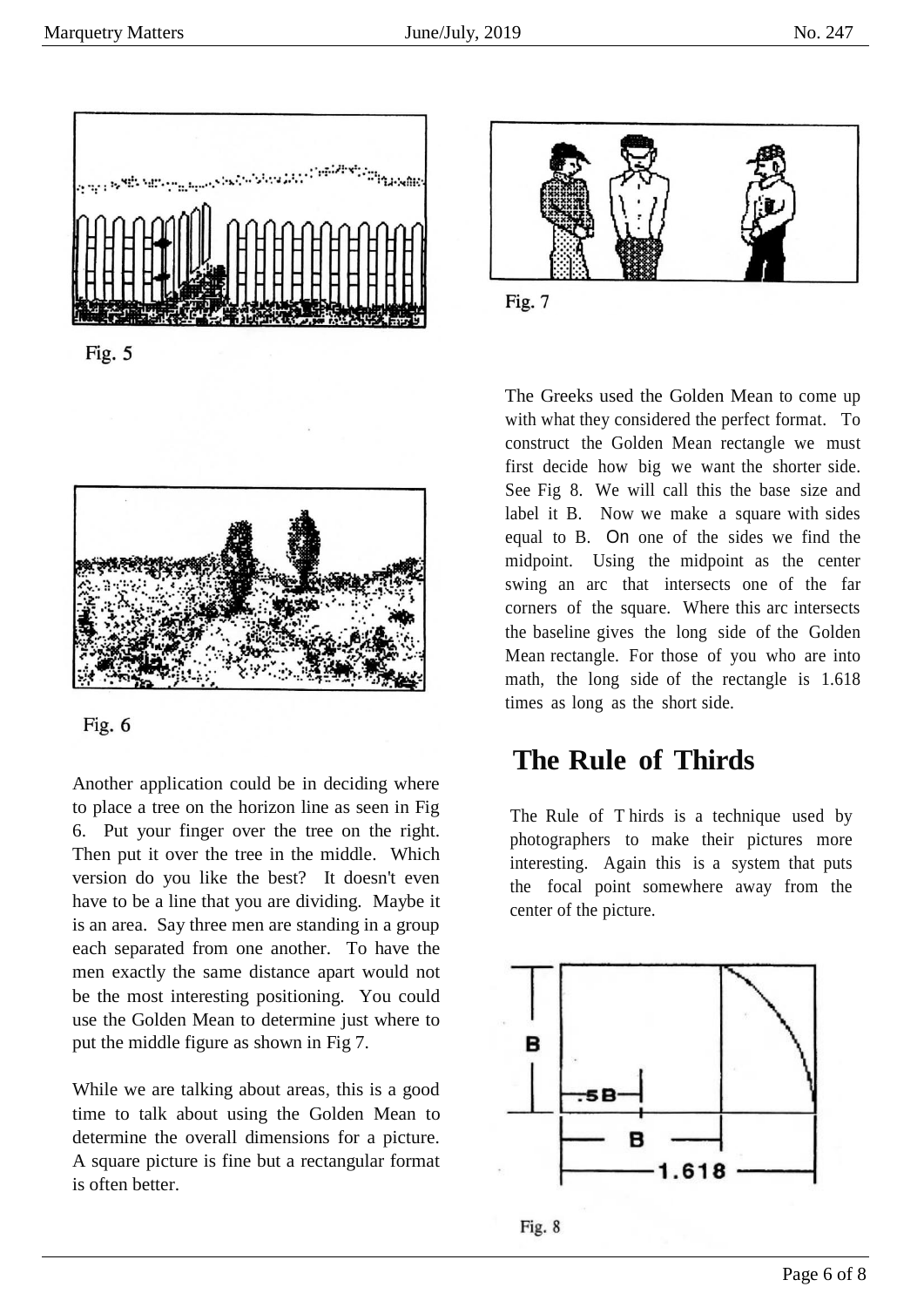Fig. 5

Fig. 6

Another application could be in deciding where to place a tree on the horizon line as seen in Fig 6. Put your finger over the tree on the right. Then put it over the tree in the middle. Which version do you like the best? It doesn't even have to be a line that you are dividing. Maybe it is an area. Say three men are standing in a group each separated from one another. To have the men exactly the same distance apart would not be the most interesting positioning. You could use the Golden Mean to determine just where to put the middle figure as shown in Fig 7.

While we are talking about areas, this is a good time to talk about using the Golden Mean to determine the overall dimensions for a picture. A square picture is fine but a rectangular format is often better.

Fig. 7

The Greeks used the Golden Mean to come up with what they considered the perfect format. To construct the Golden Mean rectangle we must first decide how big we want the shorter side. See Fig 8. We will call this the base size and label it B. Now we make a square with sides equal to B. On one of the sides we find the midpoint. Using the midpoint as the center swing an arc that intersects one of the far corners of the square. Where this arc intersects the baseline gives the long side of the Golden Mean rectangle. For those of you who are into math, the long side of the rectangle is 1.618 times as long as the short side.

## The Rule of Thirds

The Rule of Thirds is a technique used by photographers to make their pictures more interesting. Again this is a system that puts the focal point somewhere away from the center of the picture.

Fig. 8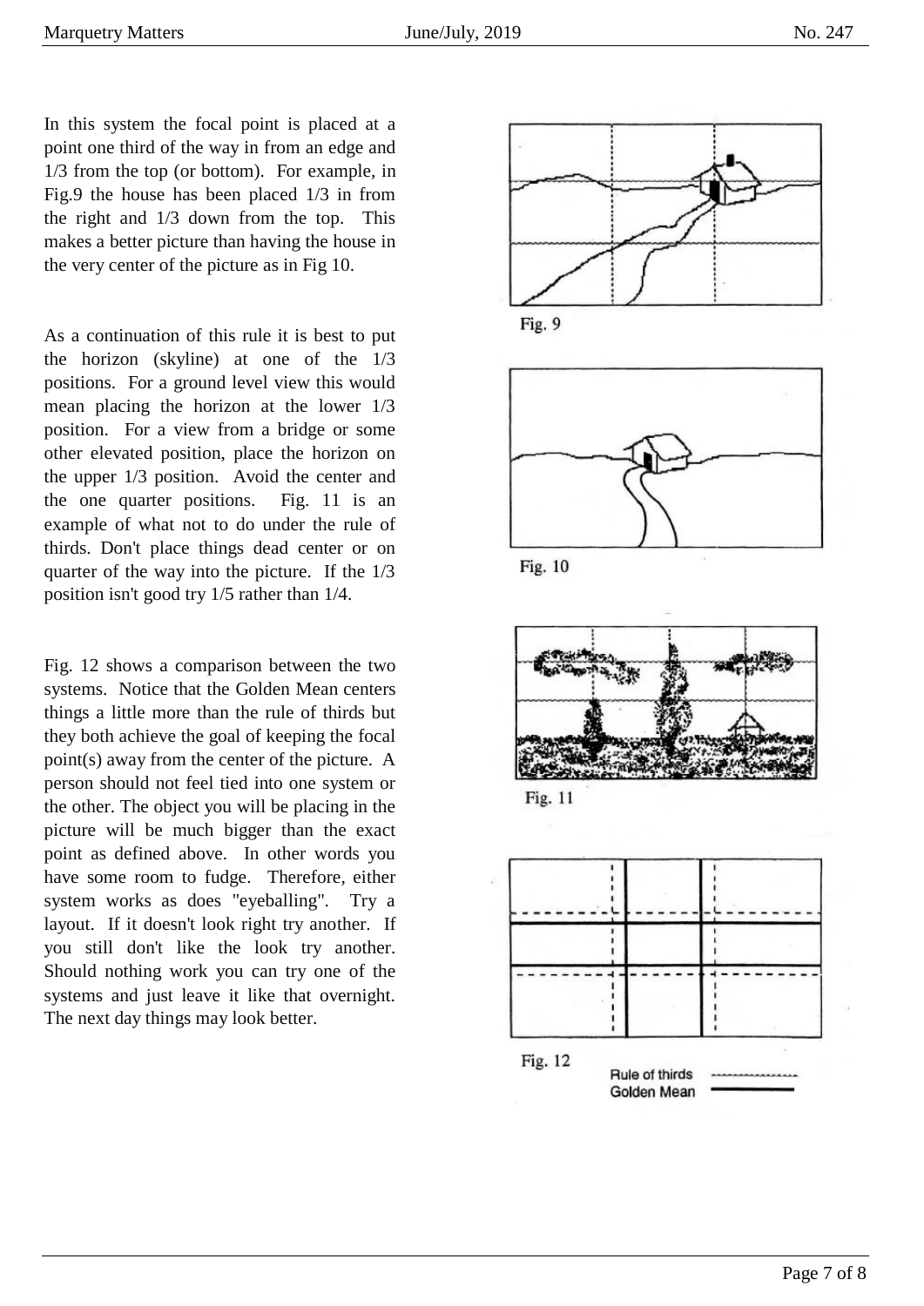In this system the focal point is placed at a point one third of the way in from an edge and 1/3 from the top (or bottom). For example, in Fig.9 the house has been placed 1/3 in from the right and 1/3 down from the top. This makes a better picture than having the house in the very center of the picture as in Fig 10.

As a continuation of this rule it is best to put the horizon (skyline) at one of the 1/3 positions. For a ground level view this would mean placing the horizon at the lower 1/3 position. For a view from a bridge or some other elevated position, place the horizon on the upper 1/3 position. Avoid the center and the one quarter positions. Fig. 11 is an example of what not to do under the rule of thirds. Don't place things dead center or on quarter of the way into the picture. If the 1/3 position isn't good try 1/5 rather than 1/4.

Fig. 12 shows a comparison between the two systems. Notice that the Golden Mean centers things a little more than the rule of thirds but they both achieve the goal of keeping the focal point(s) away from the center of the picture. A person should not feel tied into one system or the other. The object you will be placing in the picture will be much bigger than the exact point as defined above. In other words you have some room to fudge. Therefore, either system works as does "eyeballing". Try a layout. If it doesn't look right try another. If you still don't like the look try another. Should nothing work you can try one of the systems and just leave it like that overnight. The next day things may look better.

Fig. 9

Fig. 10

Fig. 11

Fig. 12

Rule of thirds (dashed line)
Golden Mean (solid line)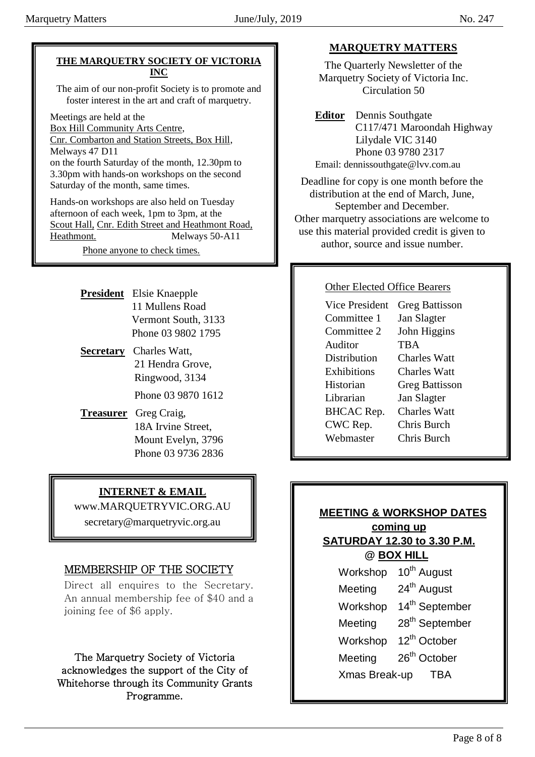## THE MARQUETRY SOCIETY OF VICTORIA INC

The aim of our non-profit Society is to promote and foster interest in the art and craft of marquetry.

Meetings are held at the
Box Hill Community Arts Centre,
Cnr. Combarton and Station Streets, Box Hill,
Melways 47 D11
on the fourth Saturday of the month, 12.30pm to 3.30pm with hands-on workshops on the second Saturday of the month, same times.

Hands-on workshops are also held on Tuesday afternoon of each week, 1pm to 3pm, at the Scout Hall, Cnr. Edith Street and Heathmont Road, Heathmont. Melways 50-A11

Phone anyone to check times.

**President** Elsie Knaepple
11 Mullens Road
Vermont South, 3133
Phone 03 9802 1795

**Secretary** Charles Watt,
21 Hendra Grove,
Ringwood, 3134
Phone 03 9870 1612

**Treasurer** Greg Craig,
18A Irvine Street,
Mount Evelyn, 3796
Phone 03 9736 2836

## INTERNET & EMAIL

www.MARQUETRYVIC.ORG.AU
secretary@marquetryvic.org.au

## MEMBERSHIP OF THE SOCIETY

Direct all enquires to the Secretary. An annual membership fee of $40 and a joining fee of $6 apply.

The Marquetry Society of Victoria acknowledges the support of the City of Whitehorse through its Community Grants Programme.

## MARQUETRY MATTERS

The Quarterly Newsletter of the Marquetry Society of Victoria Inc.
Circulation 50

**Editor** Dennis Southgate
C117/471 Maroondah Highway
Lilydale VIC 3140
Phone 03 9780 2317
Email: dennissouthgate@lvv.com.au

Deadline for copy is one month before the distribution at the end of March, June, September and December.
Other marquetry associations are welcome to use this material provided credit is given to author, source and issue number.

### Other Elected Office Bearers

| | |
|---|---|
| Vice President | Greg Battisson |
| Committee 1 | Jan Slagter |
| Committee 2 | John Higgins |
| Auditor | TBA |
| Distribution | Charles Watt |
| Exhibitions | Charles Watt |
| Historian | Greg Battisson |
| Librarian | Jan Slagter |
| BHCAC Rep. | Charles Watt |
| CWC Rep. | Chris Burch |
| Webmaster | Chris Burch |

## MEETING & WORKSHOP DATES coming up SATURDAY 12.30 to 3.30 P.M. @ BOX HILL

| | |
|---|---|
| Workshop | 10th August |
| Meeting | 24th August |
| Workshop | 14th September |
| Meeting | 28th September |
| Workshop | 12th October |
| Meeting | 26th October |
| Xmas Break-up | TBA |